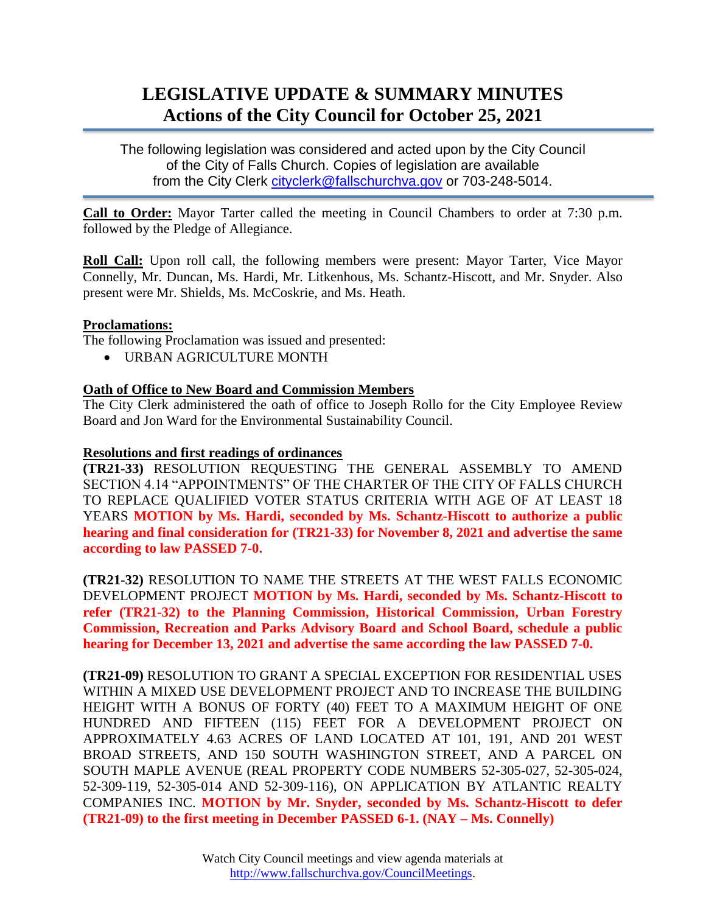# LEGISLATIVE UPDATE & SUMMARY MINUTES
## Actions of the City Council for October 25, 2021

The following legislation was considered and acted upon by the City Council of the City of Falls Church. Copies of legislation are available from the City Clerk cityclerk@fallschurchva.gov or 703-248-5014.

**Call to Order:** Mayor Tarter called the meeting in Council Chambers to order at 7:30 p.m. followed by the Pledge of Allegiance.

**Roll Call:** Upon roll call, the following members were present: Mayor Tarter, Vice Mayor Connelly, Mr. Duncan, Ms. Hardi, Mr. Litkenhous, Ms. Schantz-Hiscott, and Mr. Snyder. Also present were Mr. Shields, Ms. McCoskrie, and Ms. Heath.

**Proclamations:**

The following Proclamation was issued and presented:

- URBAN AGRICULTURE MONTH

**Oath of Office to New Board and Commission Members**

The City Clerk administered the oath of office to Joseph Rollo for the City Employee Review Board and Jon Ward for the Environmental Sustainability Council.

**Resolutions and first readings of ordinances**

**(TR21-33)** RESOLUTION REQUESTING THE GENERAL ASSEMBLY TO AMEND SECTION 4.14 "APPOINTMENTS" OF THE CHARTER OF THE CITY OF FALLS CHURCH TO REPLACE QUALIFIED VOTER STATUS CRITERIA WITH AGE OF AT LEAST 18 YEARS **MOTION by Ms. Hardi, seconded by Ms. Schantz-Hiscott to authorize a public hearing and final consideration for (TR21-33) for November 8, 2021 and advertise the same according to law PASSED 7-0.**

**(TR21-32)** RESOLUTION TO NAME THE STREETS AT THE WEST FALLS ECONOMIC DEVELOPMENT PROJECT **MOTION by Ms. Hardi, seconded by Ms. Schantz-Hiscott to refer (TR21-32) to the Planning Commission, Historical Commission, Urban Forestry Commission, Recreation and Parks Advisory Board and School Board, schedule a public hearing for December 13, 2021 and advertise the same according the law PASSED 7-0.**

**(TR21-09)** RESOLUTION TO GRANT A SPECIAL EXCEPTION FOR RESIDENTIAL USES WITHIN A MIXED USE DEVELOPMENT PROJECT AND TO INCREASE THE BUILDING HEIGHT WITH A BONUS OF FORTY (40) FEET TO A MAXIMUM HEIGHT OF ONE HUNDRED AND FIFTEEN (115) FEET FOR A DEVELOPMENT PROJECT ON APPROXIMATELY 4.63 ACRES OF LAND LOCATED AT 101, 191, AND 201 WEST BROAD STREETS, AND 150 SOUTH WASHINGTON STREET, AND A PARCEL ON SOUTH MAPLE AVENUE (REAL PROPERTY CODE NUMBERS 52-305-027, 52-305-024, 52-309-119, 52-305-014 AND 52-309-116), ON APPLICATION BY ATLANTIC REALTY COMPANIES INC. **MOTION by Mr. Snyder, seconded by Ms. Schantz-Hiscott to defer (TR21-09) to the first meeting in December PASSED 6-1. (NAY – Ms. Connelly)**

Watch City Council meetings and view agenda materials at http://www.fallschurchva.gov/CouncilMeetings.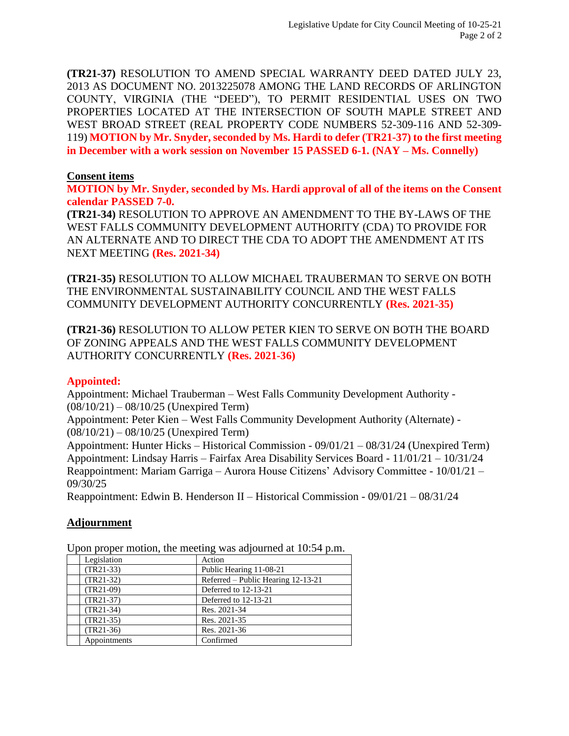**(TR21-37)** RESOLUTION TO AMEND SPECIAL WARRANTY DEED DATED JULY 23, 2013 AS DOCUMENT NO. 2013225078 AMONG THE LAND RECORDS OF ARLINGTON COUNTY, VIRGINIA (THE "DEED"), TO PERMIT RESIDENTIAL USES ON TWO PROPERTIES LOCATED AT THE INTERSECTION OF SOUTH MAPLE STREET AND WEST BROAD STREET (REAL PROPERTY CODE NUMBERS 52-309-116 AND 52-309-119) **MOTION by Mr. Snyder, seconded by Ms. Hardi to defer (TR21-37) to the first meeting in December with a work session on November 15 PASSED 6-1. (NAY – Ms. Connelly)**

**Consent items**

**MOTION by Mr. Snyder, seconded by Ms. Hardi approval of all of the items on the Consent calendar PASSED 7-0.**

**(TR21-34)** RESOLUTION TO APPROVE AN AMENDMENT TO THE BY-LAWS OF THE WEST FALLS COMMUNITY DEVELOPMENT AUTHORITY (CDA) TO PROVIDE FOR AN ALTERNATE AND TO DIRECT THE CDA TO ADOPT THE AMENDMENT AT ITS NEXT MEETING **(Res. 2021-34)**

**(TR21-35)** RESOLUTION TO ALLOW MICHAEL TRAUBERMAN TO SERVE ON BOTH THE ENVIRONMENTAL SUSTAINABILITY COUNCIL AND THE WEST FALLS COMMUNITY DEVELOPMENT AUTHORITY CONCURRENTLY **(Res. 2021-35)**

**(TR21-36)** RESOLUTION TO ALLOW PETER KIEN TO SERVE ON BOTH THE BOARD OF ZONING APPEALS AND THE WEST FALLS COMMUNITY DEVELOPMENT AUTHORITY CONCURRENTLY **(Res. 2021-36)**

**Appointed:**

Appointment: Michael Trauberman – West Falls Community Development Authority - (08/10/21) – 08/10/25 (Unexpired Term)
Appointment: Peter Kien – West Falls Community Development Authority (Alternate) - (08/10/21) – 08/10/25 (Unexpired Term)
Appointment: Hunter Hicks – Historical Commission - 09/01/21 – 08/31/24 (Unexpired Term)
Appointment: Lindsay Harris – Fairfax Area Disability Services Board - 11/01/21 – 10/31/24
Reappointment: Mariam Garriga – Aurora House Citizens' Advisory Committee - 10/01/21 – 09/30/25
Reappointment: Edwin B. Henderson II – Historical Commission - 09/01/21 – 08/31/24

**Adjournment**

Upon proper motion, the meeting was adjourned at 10:54 p.m.

| | Legislation | Action |
|---|---|---|
| | (TR21-33) | Public Hearing 11-08-21 |
| | (TR21-32) | Referred – Public Hearing 12-13-21 |
| | (TR21-09) | Deferred to 12-13-21 |
| | (TR21-37) | Deferred to 12-13-21 |
| | (TR21-34) | Res. 2021-34 |
| | (TR21-35) | Res. 2021-35 |
| | (TR21-36) | Res. 2021-36 |
| | Appointments | Confirmed |